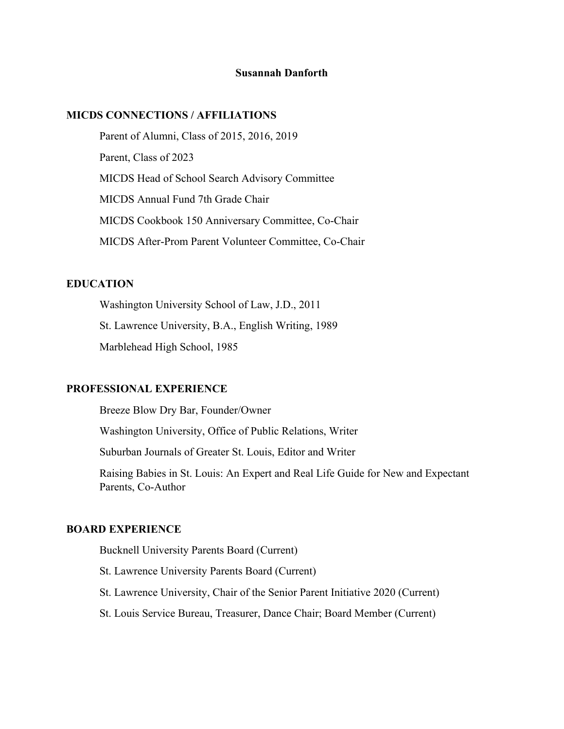# Susannah Danforth

## MICDS CONNECTIONS / AFFILIATIONS

Parent of Alumni, Class of 2015, 2016, 2019

Parent, Class of 2023

MICDS Head of School Search Advisory Committee

MICDS Annual Fund 7th Grade Chair

MICDS Cookbook 150 Anniversary Committee, Co-Chair

MICDS After-Prom Parent Volunteer Committee, Co-Chair

## EDUCATION

Washington University School of Law, J.D., 2011

St. Lawrence University, B.A., English Writing, 1989

Marblehead High School, 1985

## PROFESSIONAL EXPERIENCE

Breeze Blow Dry Bar, Founder/Owner

Washington University, Office of Public Relations, Writer

Suburban Journals of Greater St. Louis, Editor and Writer

Raising Babies in St. Louis: An Expert and Real Life Guide for New and Expectant Parents, Co-Author

## BOARD EXPERIENCE

Bucknell University Parents Board (Current)

St. Lawrence University Parents Board (Current)

St. Lawrence University, Chair of the Senior Parent Initiative 2020 (Current)

St. Louis Service Bureau, Treasurer, Dance Chair; Board Member (Current)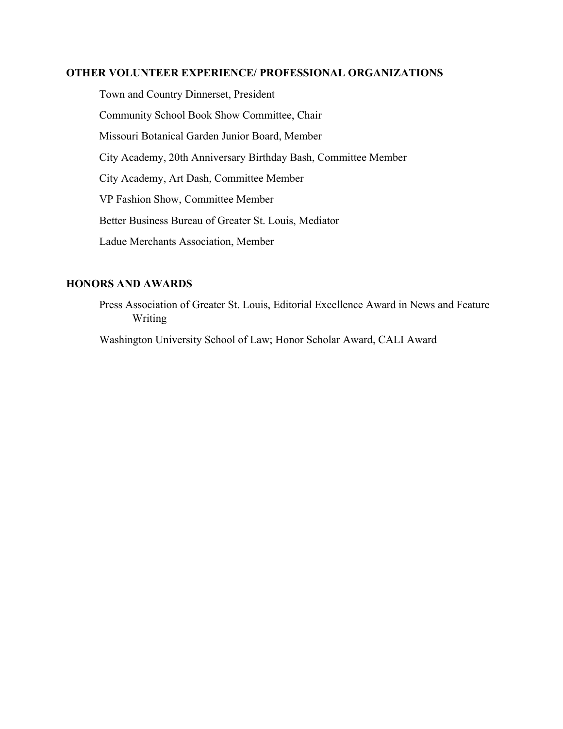## OTHER VOLUNTEER EXPERIENCE/ PROFESSIONAL ORGANIZATIONS

Town and Country Dinnerset, President

Community School Book Show Committee, Chair

Missouri Botanical Garden Junior Board, Member

City Academy, 20th Anniversary Birthday Bash, Committee Member

City Academy, Art Dash, Committee Member

VP Fashion Show, Committee Member

Better Business Bureau of Greater St. Louis, Mediator

Ladue Merchants Association, Member

## HONORS AND AWARDS

Press Association of Greater St. Louis, Editorial Excellence Award in News and Feature Writing

Washington University School of Law; Honor Scholar Award, CALI Award